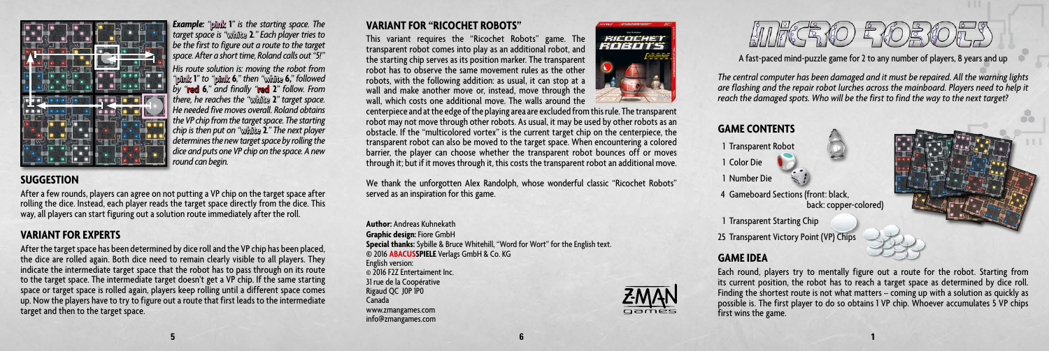*Example: "pink 1" is the starting space. The target space is "white 2." Each player tries to be the first to figure out a route to the target space. After a short time, Roland calls out "5!"*

*His route solution is: moving the robot from "pink 1" to "pink 6," then "white 6," followed by "red 6," and finally "red 2" follow. From there, he reaches the "white 2" target space. He needed five moves overall. Roland obtains the VP chip from the target space. The starting chip is then put on "white 2." The next player determines the new target space by rolling the dice and puts one VP chip on the space. A new round can begin.*

## SUGGESTION

After a few rounds, players can agree on not putting a VP chip on the target space after rolling the dice. Instead, each player reads the target space directly from the dice. This way, all players can start figuring out a solution route immediately after the roll.

## VARIANT FOR EXPERTS

After the target space has been determined by dice roll and the VP chip has been placed, the dice are rolled again. Both dice need to remain clearly visible to all players. They indicate the intermediate target space that the robot has to pass through on its route to the target space. The intermediate target doesn't get a VP chip. If the same starting space or target space is rolled again, players keep rolling until a different space comes up. Now the players have to try to figure out a route that first leads to the intermediate target and then to the target space.

## VARIANT FOR "RICOCHET ROBOTS"

This variant requires the "Ricochet Robots" game. The transparent robot comes into play as an additional robot, and the starting chip serves as its position marker. The transparent robot has to observe the same movement rules as the other robots, with the following addition: as usual, it can stop at a wall and make another move or, instead, move through the wall, which costs one additional move. The walls around the centerpiece and at the edge of the playing area are excluded from this rule. The transparent robot may not move through other robots. As usual, it may be used by other robots as an obstacle. If the "multicolored vortex" is the current target chip on the centerpiece, the transparent robot can also be moved to the target space. When encountering a colored barrier, the player can choose whether the transparent robot bounces off or moves through it; but if it moves through it, this costs the transparent robot an additional move.

We thank the unforgotten Alex Randolph, whose wonderful classic "Ricochet Robots" served as an inspiration for this game.

**Author:** Andreas Kuhnekath
**Graphic design:** Fiore GmbH
**Special thanks:** Sybille & Bruce Whitehill, "Word for Wort" for the English text.
© 2016 **ABACUSSPIELE** Verlags GmbH & Co. KG
English version:
© 2016 F2Z Entertaiment Inc.
31 rue de la Coopérative
Rigaud QC J0P 1P0
Canada
www.zmangames.com
info@zmangames.com

# MICRO ROBOTS

A fast-paced mind-puzzle game for 2 to any number of players, 8 years and up

*The central computer has been damaged and it must be repaired. All the warning lights are flashing and the repair robot lurches across the mainboard. Players need to help it reach the damaged spots. Who will be the first to find the way to the next target?*

## GAME CONTENTS

- 1 Transparent Robot
- 1 Color Die
- 1 Number Die
- 4 Gameboard Sections (front: black, back: copper-colored)
- 1 Transparent Starting Chip
- 25 Transparent Victory Point (VP) Chips

## GAME IDEA

Each round, players try to mentally figure out a route for the robot. Starting from its current position, the robot has to reach a target space as determined by dice roll. Finding the shortest route is not what matters – coming up with a solution as quickly as possible is. The first player to do so obtains 1 VP chip. Whoever accumulates 5 VP chips first wins the game.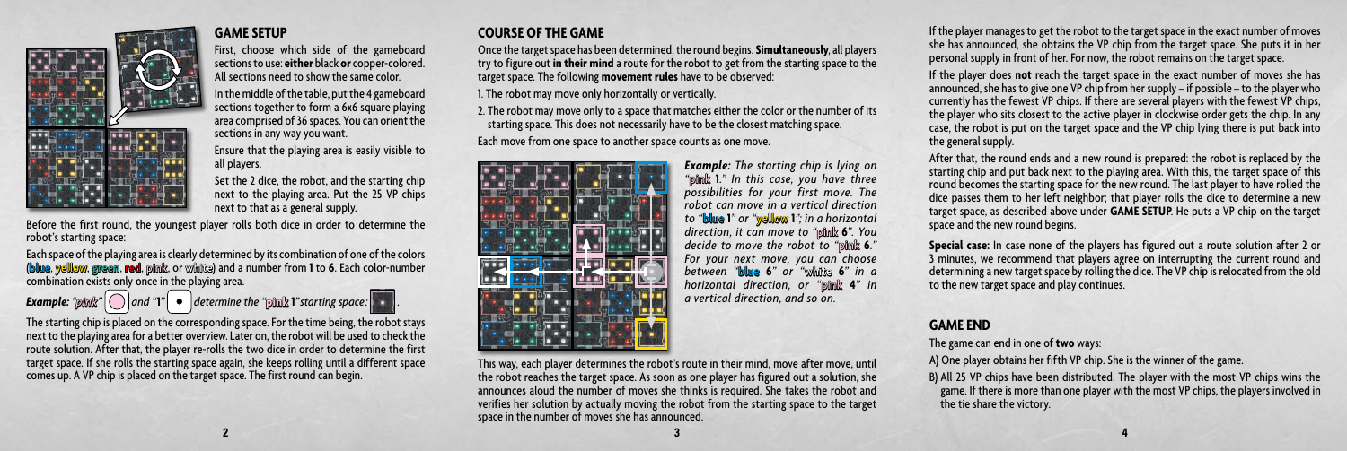## GAME SETUP

First, choose which side of the gameboard sections to use: **either** black **or** copper-colored. All sections need to show the same color.

In the middle of the table, put the 4 gameboard sections together to form a 6x6 square playing area comprised of 36 spaces. You can orient the sections in any way you want.

Ensure that the playing area is easily visible to all players.

Set the 2 dice, the robot, and the starting chip next to the playing area. Put the 25 VP chips next to that as a general supply.

Before the first round, the youngest player rolls both dice in order to determine the robot's starting space:

Each space of the playing area is clearly determined by its combination of one of the colors (**blue**, **yellow**, **green**, **red**, **pink**, or **white**) and a number from **1** to **6**. Each color-number combination exists only once in the playing area.

***Example:*** *"pink" and "1" determine the "pink 1" starting space:*

The starting chip is placed on the corresponding space. For the time being, the robot stays next to the playing area for a better overview. Later on, the robot will be used to check the route solution. After that, the player re-rolls the two dice in order to determine the first target space. If she rolls the starting space again, she keeps rolling until a different space comes up. A VP chip is placed on the target space. The first round can begin.

## COURSE OF THE GAME

Once the target space has been determined, the round begins. **Simultaneously**, all players try to figure out **in their mind** a route for the robot to get from the starting space to the target space. The following **movement rules** have to be observed:

1. The robot may move only horizontally or vertically.
2. The robot may move only to a space that matches either the color or the number of its starting space. This does not necessarily have to be the closest matching space.

Each move from one space to another space counts as one move.

***Example:*** *The starting chip is lying on "pink 1." In this case, you have three possibilities for your first move. The robot can move in a vertical direction to "blue 1" or "yellow 1"; in a horizontal direction, it can move to "pink 6". You decide to move the robot to "pink 6." For your next move, you can choose between "blue 6" or "white 6" in a horizontal direction, or "pink 4" in a vertical direction, and so on.*

This way, each player determines the robot's route in their mind, move after move, until the robot reaches the target space. As soon as one player has figured out a solution, she announces aloud the number of moves she thinks is required. She takes the robot and verifies her solution by actually moving the robot from the starting space to the target space in the number of moves she has announced.

If the player manages to get the robot to the target space in the exact number of moves she has announced, she obtains the VP chip from the target space. She puts it in her personal supply in front of her. For now, the robot remains on the target space.

If the player does **not** reach the target space in the exact number of moves she has announced, she has to give one VP chip from her supply – if possible – to the player who currently has the fewest VP chips. If there are several players with the fewest VP chips, the player who sits closest to the active player in clockwise order gets the chip. In any case, the robot is put on the target space and the VP chip lying there is put back into the general supply.

After that, the round ends and a new round is prepared: the robot is replaced by the starting chip and put back next to the playing area. With this, the target space of this round becomes the starting space for the new round. The last player to have rolled the dice passes them to her left neighbor; that player rolls the dice to determine a new target space, as described above under **GAME SETUP**. He puts a VP chip on the target space and the new round begins.

**Special case:** In case none of the players has figured out a route solution after 2 or 3 minutes, we recommend that players agree on interrupting the current round and determining a new target space by rolling the dice. The VP chip is relocated from the old to the new target space and play continues.

## GAME END

The game can end in one of **two** ways:

A) One player obtains her fifth VP chip. She is the winner of the game.

B) All 25 VP chips have been distributed. The player with the most VP chips wins the game. If there is more than one player with the most VP chips, the players involved in the tie share the victory.